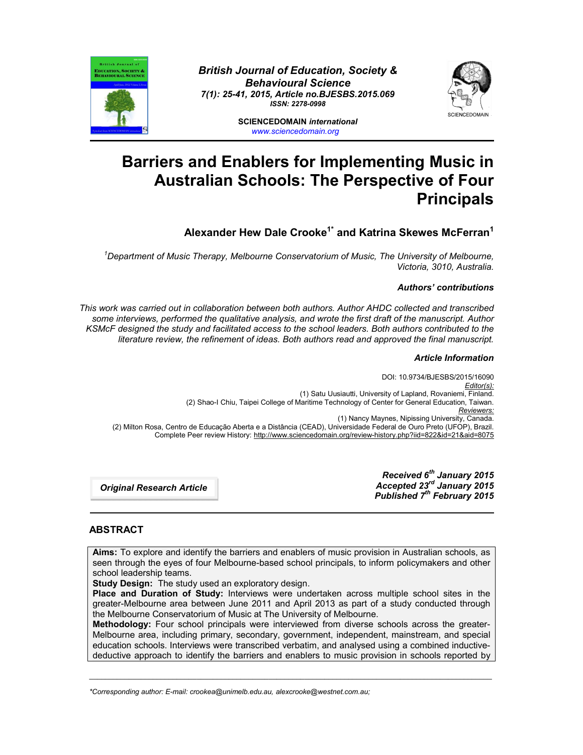*British Journal of Education, Society & Behavioural Science*
*7(1): 25-41, 2015, Article no.BJESBS.2015.069*
*ISSN: 2278-0998*

**SCIENCEDOMAIN** *international*
www.sciencedomain.org

# Barriers and Enablers for Implementing Music in Australian Schools: The Perspective of Four Principals

**Alexander Hew Dale Crooke[1*] and Katrina Skewes McFerran[1]**

*[1]Department of Music Therapy, Melbourne Conservatorium of Music, The University of Melbourne, Victoria, 3010, Australia.*

***Authors' contributions***

*This work was carried out in collaboration between both authors. Author AHDC collected and transcribed some interviews, performed the qualitative analysis, and wrote the first draft of the manuscript. Author KSMcF designed the study and facilitated access to the school leaders. Both authors contributed to the literature review, the refinement of ideas. Both authors read and approved the final manuscript.*

***Article Information***

DOI: 10.9734/BJESBS/2015/16090
*Editor(s):*
(1) Satu Uusiautti, University of Lapland, Rovaniemi, Finland.
(2) Shao-I Chiu, Taipei College of Maritime Technology of Center for General Education, Taiwan.
*Reviewers:*
(1) Nancy Maynes, Nipissing University, Canada.
(2) Milton Rosa, Centro de Educação Aberta e a Distância (CEAD), Universidade Federal de Ouro Preto (UFOP), Brazil.
Complete Peer review History: http://www.sciencedomain.org/review-history.php?iid=822&id=21&aid=8075

***Original Research Article***

***Received 6th January 2015***
***Accepted 23rd January 2015***
***Published 7th February 2015***

## ABSTRACT

**Aims:** To explore and identify the barriers and enablers of music provision in Australian schools, as seen through the eyes of four Melbourne-based school principals, to inform policymakers and other school leadership teams.

**Study Design:** The study used an exploratory design.

**Place and Duration of Study:** Interviews were undertaken across multiple school sites in the greater-Melbourne area between June 2011 and April 2013 as part of a study conducted through the Melbourne Conservatorium of Music at The University of Melbourne.

**Methodology:** Four school principals were interviewed from diverse schools across the greater-Melbourne area, including primary, secondary, government, independent, mainstream, and special education schools. Interviews were transcribed verbatim, and analysed using a combined inductive-deductive approach to identify the barriers and enablers to music provision in schools reported by

---

*Corresponding author: E-mail: crookea@unimelb.edu.au, alexcrooke@westnet.com.au;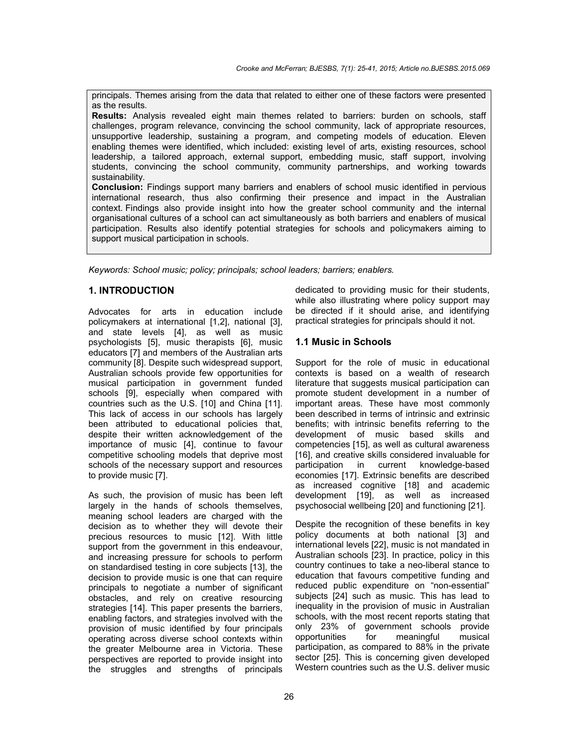principals. Themes arising from the data that related to either one of these factors were presented as the results.

**Results:** Analysis revealed eight main themes related to barriers: burden on schools, staff challenges, program relevance, convincing the school community, lack of appropriate resources, unsupportive leadership, sustaining a program, and competing models of education. Eleven enabling themes were identified, which included: existing level of arts, existing resources, school leadership, a tailored approach, external support, embedding music, staff support, involving students, convincing the school community, community partnerships, and working towards sustainability.

**Conclusion:** Findings support many barriers and enablers of school music identified in pervious international research, thus also confirming their presence and impact in the Australian context. Findings also provide insight into how the greater school community and the internal organisational cultures of a school can act simultaneously as both barriers and enablers of musical participation. Results also identify potential strategies for schools and policymakers aiming to support musical participation in schools.

*Keywords: School music; policy; principals; school leaders; barriers; enablers.*

## 1. INTRODUCTION

Advocates for arts in education include policymakers at international [1,2], national [3], and state levels [4], as well as music psychologists [5], music therapists [6], music educators [7] and members of the Australian arts community [8]. Despite such widespread support, Australian schools provide few opportunities for musical participation in government funded schools [9], especially when compared with countries such as the U.S. [10] and China [11]. This lack of access in our schools has largely been attributed to educational policies that, despite their written acknowledgement of the importance of music [4], continue to favour competitive schooling models that deprive most schools of the necessary support and resources to provide music [7].

As such, the provision of music has been left largely in the hands of schools themselves, meaning school leaders are charged with the decision as to whether they will devote their precious resources to music [12]. With little support from the government in this endeavour, and increasing pressure for schools to perform on standardised testing in core subjects [13], the decision to provide music is one that can require principals to negotiate a number of significant obstacles, and rely on creative resourcing strategies [14]. This paper presents the barriers, enabling factors, and strategies involved with the provision of music identified by four principals operating across diverse school contexts within the greater Melbourne area in Victoria. These perspectives are reported to provide insight into the struggles and strengths of principals dedicated to providing music for their students, while also illustrating where policy support may be directed if it should arise, and identifying practical strategies for principals should it not.

### 1.1 Music in Schools

Support for the role of music in educational contexts is based on a wealth of research literature that suggests musical participation can promote student development in a number of important areas. These have most commonly been described in terms of intrinsic and extrinsic benefits; with intrinsic benefits referring to the development of music based skills and competencies [15], as well as cultural awareness [16], and creative skills considered invaluable for participation in current knowledge-based economies [17]. Extrinsic benefits are described as increased cognitive [18] and academic development [19], as well as increased psychosocial wellbeing [20] and functioning [21].

Despite the recognition of these benefits in key policy documents at both national [3] and international levels [22], music is not mandated in Australian schools [23]. In practice, policy in this country continues to take a neo-liberal stance to education that favours competitive funding and reduced public expenditure on "non-essential" subjects [24] such as music. This has lead to inequality in the provision of music in Australian schools, with the most recent reports stating that only 23% of government schools provide opportunities for meaningful musical participation, as compared to 88% in the private sector [25]. This is concerning given developed Western countries such as the U.S. deliver music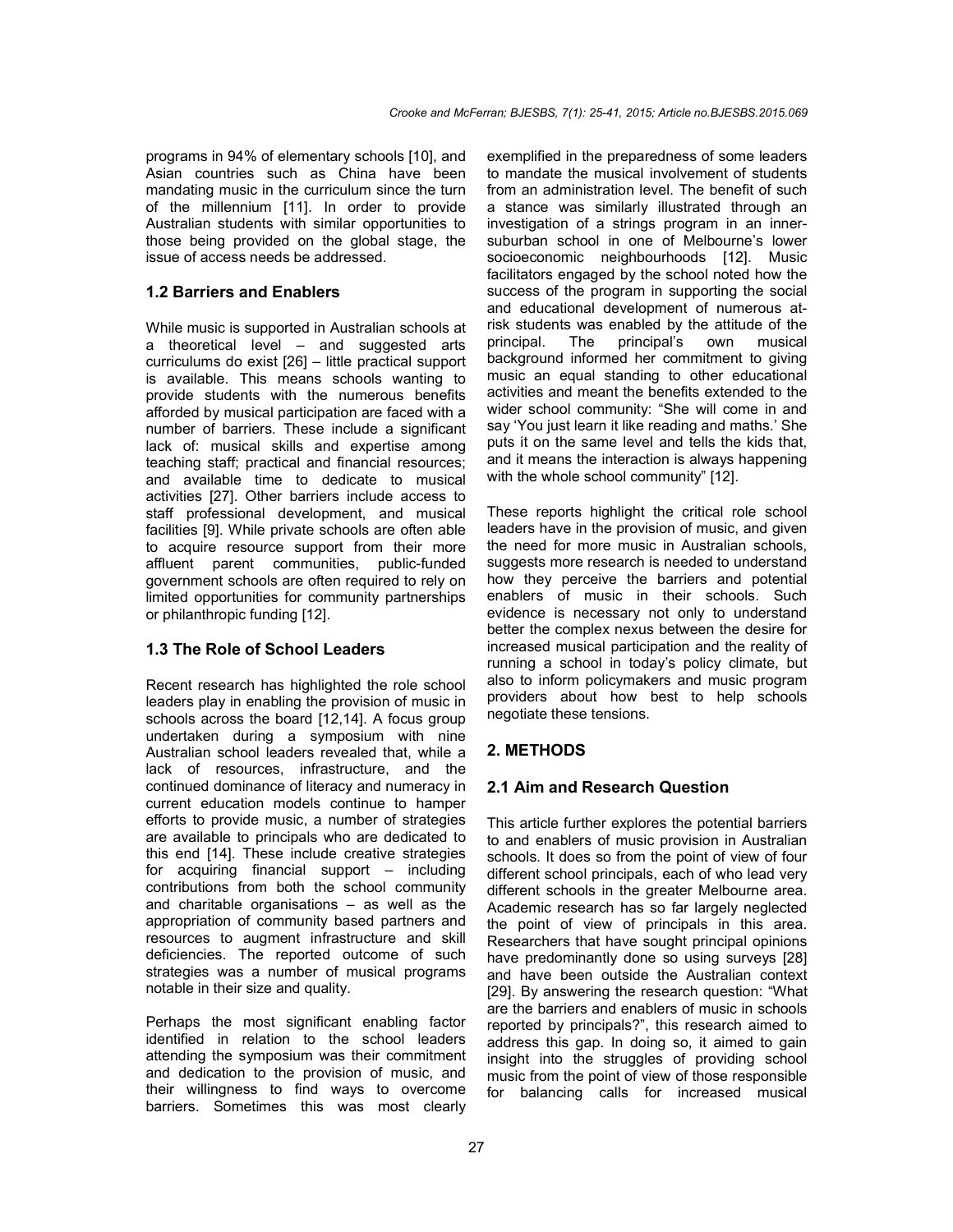programs in 94% of elementary schools [10], and Asian countries such as China have been mandating music in the curriculum since the turn of the millennium [11]. In order to provide Australian students with similar opportunities to those being provided on the global stage, the issue of access needs be addressed.

### 1.2 Barriers and Enablers

While music is supported in Australian schools at a theoretical level – and suggested arts curriculums do exist [26] – little practical support is available. This means schools wanting to provide students with the numerous benefits afforded by musical participation are faced with a number of barriers. These include a significant lack of: musical skills and expertise among teaching staff; practical and financial resources; and available time to dedicate to musical activities [27]. Other barriers include access to staff professional development, and musical facilities [9]. While private schools are often able to acquire resource support from their more affluent parent communities, public-funded government schools are often required to rely on limited opportunities for community partnerships or philanthropic funding [12].

### 1.3 The Role of School Leaders

Recent research has highlighted the role school leaders play in enabling the provision of music in schools across the board [12,14]. A focus group undertaken during a symposium with nine Australian school leaders revealed that, while a lack of resources, infrastructure, and the continued dominance of literacy and numeracy in current education models continue to hamper efforts to provide music, a number of strategies are available to principals who are dedicated to this end [14]. These include creative strategies for acquiring financial support – including contributions from both the school community and charitable organisations – as well as the appropriation of community based partners and resources to augment infrastructure and skill deficiencies. The reported outcome of such strategies was a number of musical programs notable in their size and quality.

Perhaps the most significant enabling factor identified in relation to the school leaders attending the symposium was their commitment and dedication to the provision of music, and their willingness to find ways to overcome barriers. Sometimes this was most clearly exemplified in the preparedness of some leaders to mandate the musical involvement of students from an administration level. The benefit of such a stance was similarly illustrated through an investigation of a strings program in an inner-suburban school in one of Melbourne's lower socioeconomic neighbourhoods [12]. Music facilitators engaged by the school noted how the success of the program in supporting the social and educational development of numerous at-risk students was enabled by the attitude of the principal. The principal's own musical background informed her commitment to giving music an equal standing to other educational activities and meant the benefits extended to the wider school community: "She will come in and say 'You just learn it like reading and maths.' She puts it on the same level and tells the kids that, and it means the interaction is always happening with the whole school community" [12].

These reports highlight the critical role school leaders have in the provision of music, and given the need for more music in Australian schools, suggests more research is needed to understand how they perceive the barriers and potential enablers of music in their schools. Such evidence is necessary not only to understand better the complex nexus between the desire for increased musical participation and the reality of running a school in today's policy climate, but also to inform policymakers and music program providers about how best to help schools negotiate these tensions.

## 2. METHODS

### 2.1 Aim and Research Question

This article further explores the potential barriers to and enablers of music provision in Australian schools. It does so from the point of view of four different school principals, each of who lead very different schools in the greater Melbourne area. Academic research has so far largely neglected the point of view of principals in this area. Researchers that have sought principal opinions have predominantly done so using surveys [28] and have been outside the Australian context [29]. By answering the research question: "What are the barriers and enablers of music in schools reported by principals?", this research aimed to address this gap. In doing so, it aimed to gain insight into the struggles of providing school music from the point of view of those responsible for balancing calls for increased musical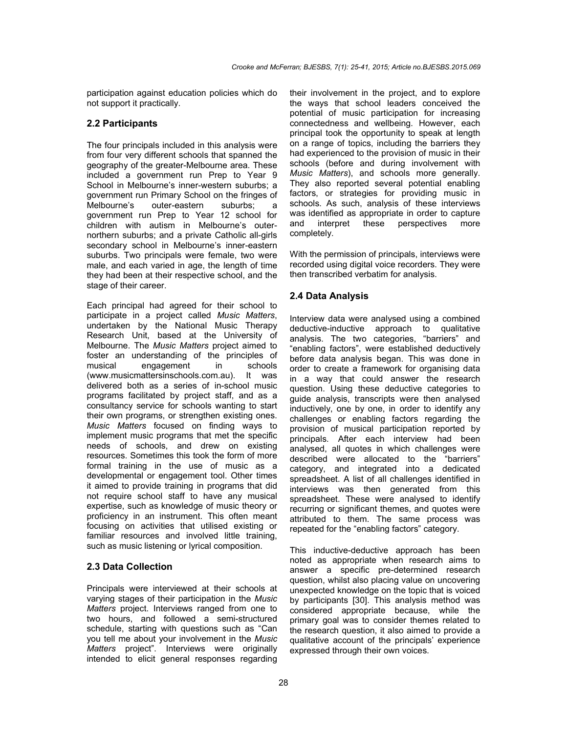participation against education policies which do not support it practically.

## 2.2 Participants

The four principals included in this analysis were from four very different schools that spanned the geography of the greater-Melbourne area. These included a government run Prep to Year 9 School in Melbourne's inner-western suburbs; a government run Primary School on the fringes of Melbourne's outer-eastern suburbs; a government run Prep to Year 12 school for children with autism in Melbourne's outer-northern suburbs; and a private Catholic all-girls secondary school in Melbourne's inner-eastern suburbs. Two principals were female, two were male, and each varied in age, the length of time they had been at their respective school, and the stage of their career.

Each principal had agreed for their school to participate in a project called *Music Matters*, undertaken by the National Music Therapy Research Unit, based at the University of Melbourne. The *Music Matters* project aimed to foster an understanding of the principles of musical engagement in schools (www.musicmattersinschools.com.au). It was delivered both as a series of in-school music programs facilitated by project staff, and as a consultancy service for schools wanting to start their own programs, or strengthen existing ones. *Music Matters* focused on finding ways to implement music programs that met the specific needs of schools, and drew on existing resources. Sometimes this took the form of more formal training in the use of music as a developmental or engagement tool. Other times it aimed to provide training in programs that did not require school staff to have any musical expertise, such as knowledge of music theory or proficiency in an instrument. This often meant focusing on activities that utilised existing or familiar resources and involved little training, such as music listening or lyrical composition.

## 2.3 Data Collection

Principals were interviewed at their schools at varying stages of their participation in the *Music Matters* project. Interviews ranged from one to two hours, and followed a semi-structured schedule, starting with questions such as "Can you tell me about your involvement in the *Music Matters* project". Interviews were originally intended to elicit general responses regarding their involvement in the project, and to explore the ways that school leaders conceived the potential of music participation for increasing connectedness and wellbeing. However, each principal took the opportunity to speak at length on a range of topics, including the barriers they had experienced to the provision of music in their schools (before and during involvement with *Music Matters*), and schools more generally. They also reported several potential enabling factors, or strategies for providing music in schools. As such, analysis of these interviews was identified as appropriate in order to capture and interpret these perspectives more completely.

With the permission of principals, interviews were recorded using digital voice recorders. They were then transcribed verbatim for analysis.

## 2.4 Data Analysis

Interview data were analysed using a combined deductive-inductive approach to qualitative analysis. The two categories, "barriers" and "enabling factors", were established deductively before data analysis began. This was done in order to create a framework for organising data in a way that could answer the research question. Using these deductive categories to guide analysis, transcripts were then analysed inductively, one by one, in order to identify any challenges or enabling factors regarding the provision of musical participation reported by principals. After each interview had been analysed, all quotes in which challenges were described were allocated to the "barriers" category, and integrated into a dedicated spreadsheet. A list of all challenges identified in interviews was then generated from this spreadsheet. These were analysed to identify recurring or significant themes, and quotes were attributed to them. The same process was repeated for the "enabling factors" category.

This inductive-deductive approach has been noted as appropriate when research aims to answer a specific pre-determined research question, whilst also placing value on uncovering unexpected knowledge on the topic that is voiced by participants [30]. This analysis method was considered appropriate because, while the primary goal was to consider themes related to the research question, it also aimed to provide a qualitative account of the principals' experience expressed through their own voices.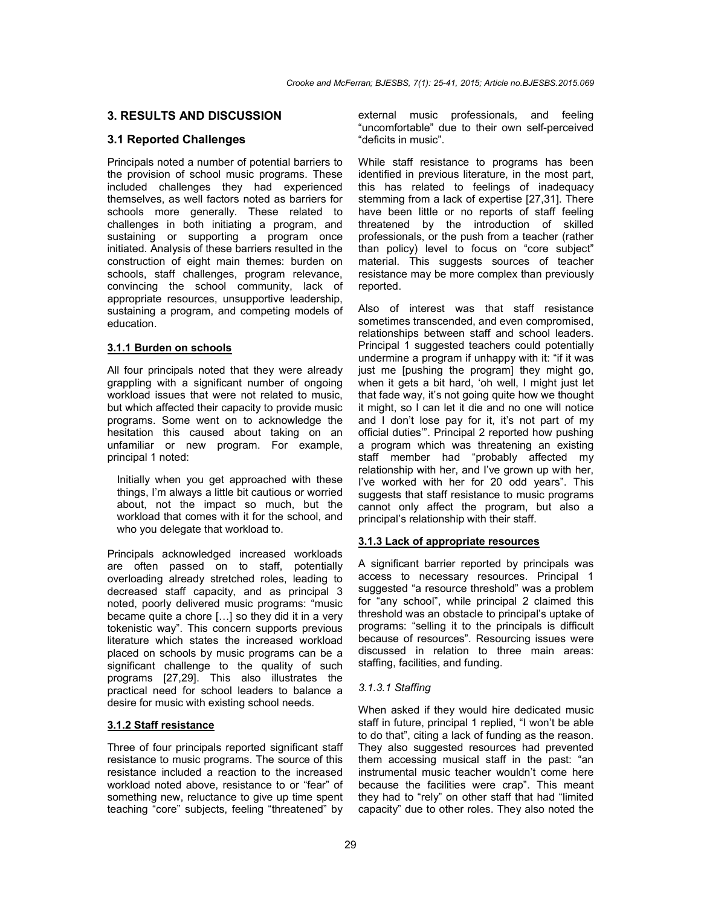## 3. RESULTS AND DISCUSSION

### 3.1 Reported Challenges

Principals noted a number of potential barriers to the provision of school music programs. These included challenges they had experienced themselves, as well factors noted as barriers for schools more generally. These related to challenges in both initiating a program, and sustaining or supporting a program once initiated. Analysis of these barriers resulted in the construction of eight main themes: burden on schools, staff challenges, program relevance, convincing the school community, lack of appropriate resources, unsupportive leadership, sustaining a program, and competing models of education.

#### 3.1.1 Burden on schools

All four principals noted that they were already grappling with a significant number of ongoing workload issues that were not related to music, but which affected their capacity to provide music programs. Some went on to acknowledge the hesitation this caused about taking on an unfamiliar or new program. For example, principal 1 noted:

> Initially when you get approached with these things, I'm always a little bit cautious or worried about, not the impact so much, but the workload that comes with it for the school, and who you delegate that workload to.

Principals acknowledged increased workloads are often passed on to staff, potentially overloading already stretched roles, leading to decreased staff capacity, and as principal 3 noted, poorly delivered music programs: "music became quite a chore […] so they did it in a very tokenistic way". This concern supports previous literature which states the increased workload placed on schools by music programs can be a significant challenge to the quality of such programs [27,29]. This also illustrates the practical need for school leaders to balance a desire for music with existing school needs.

#### 3.1.2 Staff resistance

Three of four principals reported significant staff resistance to music programs. The source of this resistance included a reaction to the increased workload noted above, resistance to or "fear" of something new, reluctance to give up time spent teaching "core" subjects, feeling "threatened" by external music professionals, and feeling "uncomfortable" due to their own self-perceived "deficits in music".

While staff resistance to programs has been identified in previous literature, in the most part, this has related to feelings of inadequacy stemming from a lack of expertise [27,31]. There have been little or no reports of staff feeling threatened by the introduction of skilled professionals, or the push from a teacher (rather than policy) level to focus on "core subject" material. This suggests sources of teacher resistance may be more complex than previously reported.

Also of interest was that staff resistance sometimes transcended, and even compromised, relationships between staff and school leaders. Principal 1 suggested teachers could potentially undermine a program if unhappy with it: "if it was just me [pushing the program] they might go, when it gets a bit hard, 'oh well, I might just let that fade way, it's not going quite how we thought it might, so I can let it die and no one will notice and I don't lose pay for it, it's not part of my official duties'". Principal 2 reported how pushing a program which was threatening an existing staff member had "probably affected my relationship with her, and I've grown up with her, I've worked with her for 20 odd years". This suggests that staff resistance to music programs cannot only affect the program, but also a principal's relationship with their staff.

#### 3.1.3 Lack of appropriate resources

A significant barrier reported by principals was access to necessary resources. Principal 1 suggested "a resource threshold" was a problem for "any school", while principal 2 claimed this threshold was an obstacle to principal's uptake of programs: "selling it to the principals is difficult because of resources". Resourcing issues were discussed in relation to three main areas: staffing, facilities, and funding.

##### *3.1.3.1 Staffing*

When asked if they would hire dedicated music staff in future, principal 1 replied, "I won't be able to do that", citing a lack of funding as the reason. They also suggested resources had prevented them accessing musical staff in the past: "an instrumental music teacher wouldn't come here because the facilities were crap". This meant they had to "rely" on other staff that had "limited capacity" due to other roles. They also noted the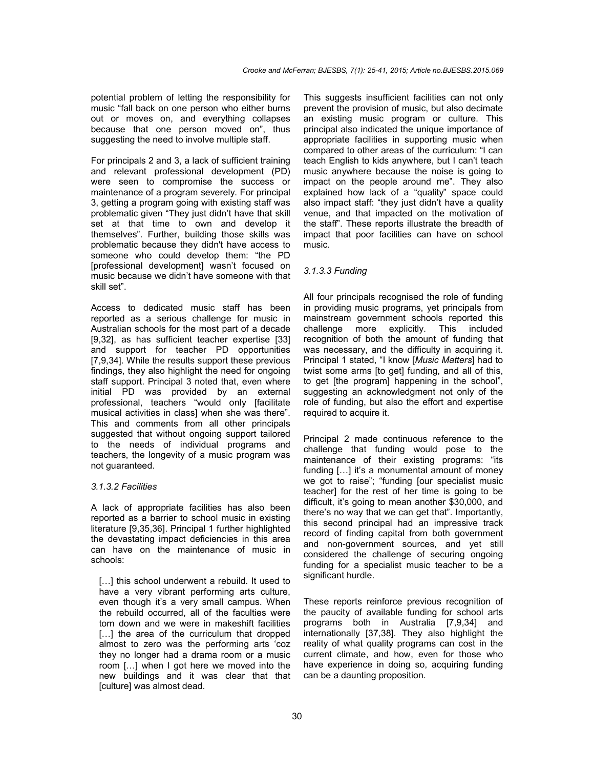potential problem of letting the responsibility for music "fall back on one person who either burns out or moves on, and everything collapses because that one person moved on", thus suggesting the need to involve multiple staff.

For principals 2 and 3, a lack of sufficient training and relevant professional development (PD) were seen to compromise the success or maintenance of a program severely. For principal 3, getting a program going with existing staff was problematic given "They just didn't have that skill set at that time to own and develop it themselves". Further, building those skills was problematic because they didn't have access to someone who could develop them: "the PD [professional development] wasn't focused on music because we didn't have someone with that skill set".

Access to dedicated music staff has been reported as a serious challenge for music in Australian schools for the most part of a decade [9,32], as has sufficient teacher expertise [33] and support for teacher PD opportunities [7,9,34]. While the results support these previous findings, they also highlight the need for ongoing staff support. Principal 3 noted that, even where initial PD was provided by an external professional, teachers "would only [facilitate musical activities in class] when she was there". This and comments from all other principals suggested that without ongoing support tailored to the needs of individual programs and teachers, the longevity of a music program was not guaranteed.

#### *3.1.3.2 Facilities*

A lack of appropriate facilities has also been reported as a barrier to school music in existing literature [9,35,36]. Principal 1 further highlighted the devastating impact deficiencies in this area can have on the maintenance of music in schools:

> […] this school underwent a rebuild. It used to have a very vibrant performing arts culture, even though it's a very small campus. When the rebuild occurred, all of the faculties were torn down and we were in makeshift facilities […] the area of the curriculum that dropped almost to zero was the performing arts 'coz they no longer had a drama room or a music room […] when I got here we moved into the new buildings and it was clear that that [culture] was almost dead.

This suggests insufficient facilities can not only prevent the provision of music, but also decimate an existing music program or culture. This principal also indicated the unique importance of appropriate facilities in supporting music when compared to other areas of the curriculum: "I can teach English to kids anywhere, but I can't teach music anywhere because the noise is going to impact on the people around me". They also explained how lack of a "quality" space could also impact staff: "they just didn't have a quality venue, and that impacted on the motivation of the staff". These reports illustrate the breadth of impact that poor facilities can have on school music.

#### *3.1.3.3 Funding*

All four principals recognised the role of funding in providing music programs, yet principals from mainstream government schools reported this challenge more explicitly. This included recognition of both the amount of funding that was necessary, and the difficulty in acquiring it. Principal 1 stated, "I know [*Music Matters*] had to twist some arms [to get] funding, and all of this, to get [the program] happening in the school", suggesting an acknowledgment not only of the role of funding, but also the effort and expertise required to acquire it.

Principal 2 made continuous reference to the challenge that funding would pose to the maintenance of their existing programs: "its funding […] it's a monumental amount of money we got to raise"; "funding [our specialist music teacher] for the rest of her time is going to be difficult, it's going to mean another $30,000, and there's no way that we can get that". Importantly, this second principal had an impressive track record of finding capital from both government and non-government sources, and yet still considered the challenge of securing ongoing funding for a specialist music teacher to be a significant hurdle.

These reports reinforce previous recognition of the paucity of available funding for school arts programs both in Australia [7,9,34] and internationally [37,38]. They also highlight the reality of what quality programs can cost in the current climate, and how, even for those who have experience in doing so, acquiring funding can be a daunting proposition.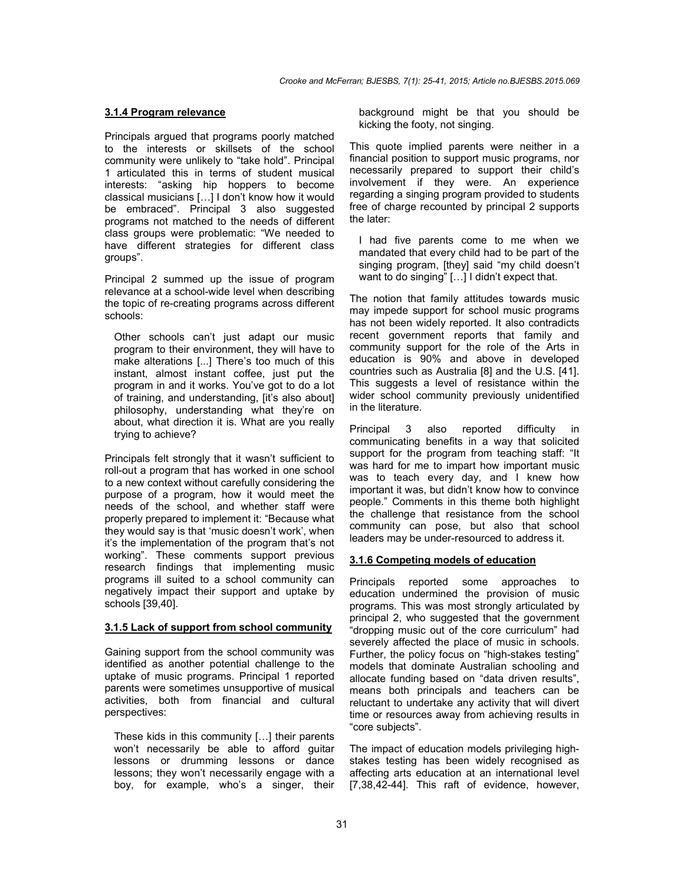### 3.1.4 Program relevance

Principals argued that programs poorly matched to the interests or skillsets of the school community were unlikely to "take hold". Principal 1 articulated this in terms of student musical interests: "asking hip hoppers to become classical musicians […] I don't know how it would be embraced". Principal 3 also suggested programs not matched to the needs of different class groups were problematic: "We needed to have different strategies for different class groups".

Principal 2 summed up the issue of program relevance at a school-wide level when describing the topic of re-creating programs across different schools:

> Other schools can't just adapt our music program to their environment, they will have to make alterations [...] There's too much of this instant, almost instant coffee, just put the program in and it works. You've got to do a lot of training, and understanding, [it's also about] philosophy, understanding what they're on about, what direction it is. What are you really trying to achieve?

Principals felt strongly that it wasn't sufficient to roll-out a program that has worked in one school to a new context without carefully considering the purpose of a program, how it would meet the needs of the school, and whether staff were properly prepared to implement it: "Because what they would say is that 'music doesn't work', when it's the implementation of the program that's not working". These comments support previous research findings that implementing music programs ill suited to a school community can negatively impact their support and uptake by schools [39,40].

### 3.1.5 Lack of support from school community

Gaining support from the school community was identified as another potential challenge to the uptake of music programs. Principal 1 reported parents were sometimes unsupportive of musical activities, both from financial and cultural perspectives:

> These kids in this community […] their parents won't necessarily be able to afford guitar lessons or drumming lessons or dance lessons; they won't necessarily engage with a boy, for example, who's a singer, their background might be that you should be kicking the footy, not singing.

This quote implied parents were neither in a financial position to support music programs, nor necessarily prepared to support their child's involvement if they were. An experience regarding a singing program provided to students free of charge recounted by principal 2 supports the later:

> I had five parents come to me when we mandated that every child had to be part of the singing program, [they] said "my child doesn't want to do singing" […] I didn't expect that.

The notion that family attitudes towards music may impede support for school music programs has not been widely reported. It also contradicts recent government reports that family and community support for the role of the Arts in education is 90% and above in developed countries such as Australia [8] and the U.S. [41]. This suggests a level of resistance within the wider school community previously unidentified in the literature.

Principal 3 also reported difficulty in communicating benefits in a way that solicited support for the program from teaching staff: "It was hard for me to impart how important music was to teach every day, and I knew how important it was, but didn't know how to convince people." Comments in this theme both highlight the challenge that resistance from the school community can pose, but also that school leaders may be under-resourced to address it.

### 3.1.6 Competing models of education

Principals reported some approaches to education undermined the provision of music programs. This was most strongly articulated by principal 2, who suggested that the government "dropping music out of the core curriculum" had severely affected the place of music in schools. Further, the policy focus on "high-stakes testing" models that dominate Australian schooling and allocate funding based on "data driven results", means both principals and teachers can be reluctant to undertake any activity that will divert time or resources away from achieving results in "core subjects".

The impact of education models privileging high-stakes testing has been widely recognised as affecting arts education at an international level [7,38,42-44]. This raft of evidence, however,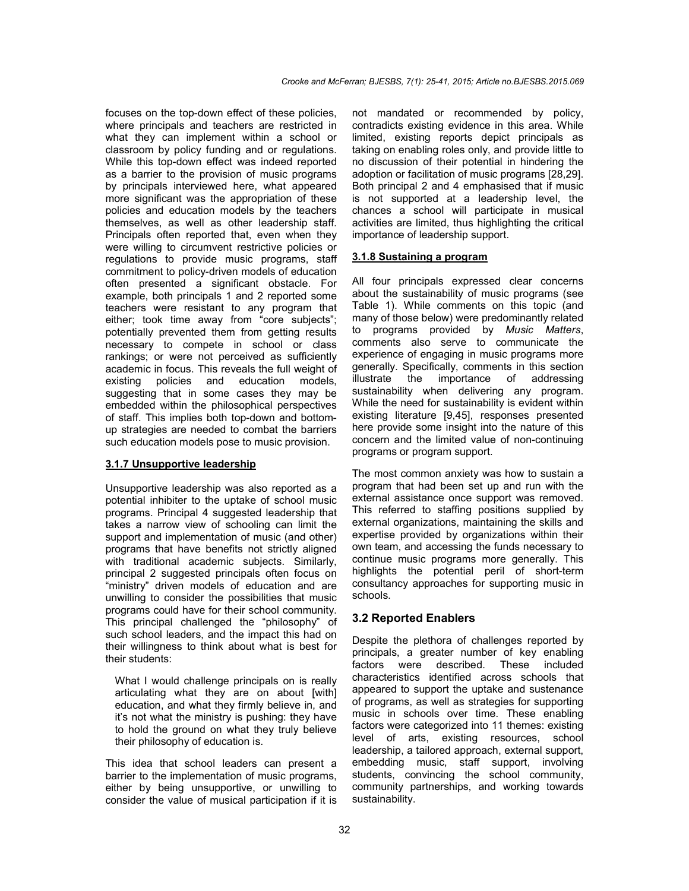focuses on the top-down effect of these policies, where principals and teachers are restricted in what they can implement within a school or classroom by policy funding and or regulations. While this top-down effect was indeed reported as a barrier to the provision of music programs by principals interviewed here, what appeared more significant was the appropriation of these policies and education models by the teachers themselves, as well as other leadership staff. Principals often reported that, even when they were willing to circumvent restrictive policies or regulations to provide music programs, staff commitment to policy-driven models of education often presented a significant obstacle. For example, both principals 1 and 2 reported some teachers were resistant to any program that either; took time away from "core subjects"; potentially prevented them from getting results necessary to compete in school or class rankings; or were not perceived as sufficiently academic in focus. This reveals the full weight of existing policies and education models, suggesting that in some cases they may be embedded within the philosophical perspectives of staff. This implies both top-down and bottom-up strategies are needed to combat the barriers such education models pose to music provision.

#### 3.1.7 Unsupportive leadership

Unsupportive leadership was also reported as a potential inhibiter to the uptake of school music programs. Principal 4 suggested leadership that takes a narrow view of schooling can limit the support and implementation of music (and other) programs that have benefits not strictly aligned with traditional academic subjects. Similarly, principal 2 suggested principals often focus on "ministry" driven models of education and are unwilling to consider the possibilities that music programs could have for their school community. This principal challenged the "philosophy" of such school leaders, and the impact this had on their willingness to think about what is best for their students:

> What I would challenge principals on is really articulating what they are on about [with] education, and what they firmly believe in, and it's not what the ministry is pushing: they have to hold the ground on what they truly believe their philosophy of education is.

This idea that school leaders can present a barrier to the implementation of music programs, either by being unsupportive, or unwilling to consider the value of musical participation if it is not mandated or recommended by policy, contradicts existing evidence in this area. While limited, existing reports depict principals as taking on enabling roles only, and provide little to no discussion of their potential in hindering the adoption or facilitation of music programs [28,29]. Both principal 2 and 4 emphasised that if music is not supported at a leadership level, the chances a school will participate in musical activities are limited, thus highlighting the critical importance of leadership support.

#### 3.1.8 Sustaining a program

All four principals expressed clear concerns about the sustainability of music programs (see Table 1). While comments on this topic (and many of those below) were predominantly related to programs provided by *Music Matters*, comments also serve to communicate the experience of engaging in music programs more generally. Specifically, comments in this section illustrate the importance of addressing sustainability when delivering any program. While the need for sustainability is evident within existing literature [9,45], responses presented here provide some insight into the nature of this concern and the limited value of non-continuing programs or program support.

The most common anxiety was how to sustain a program that had been set up and run with the external assistance once support was removed. This referred to staffing positions supplied by external organizations, maintaining the skills and expertise provided by organizations within their own team, and accessing the funds necessary to continue music programs more generally. This highlights the potential peril of short-term consultancy approaches for supporting music in schools.

### 3.2 Reported Enablers

Despite the plethora of challenges reported by principals, a greater number of key enabling factors were described. These included characteristics identified across schools that appeared to support the uptake and sustenance of programs, as well as strategies for supporting music in schools over time. These enabling factors were categorized into 11 themes: existing level of arts, existing resources, school leadership, a tailored approach, external support, embedding music, staff support, involving students, convincing the school community, community partnerships, and working towards sustainability.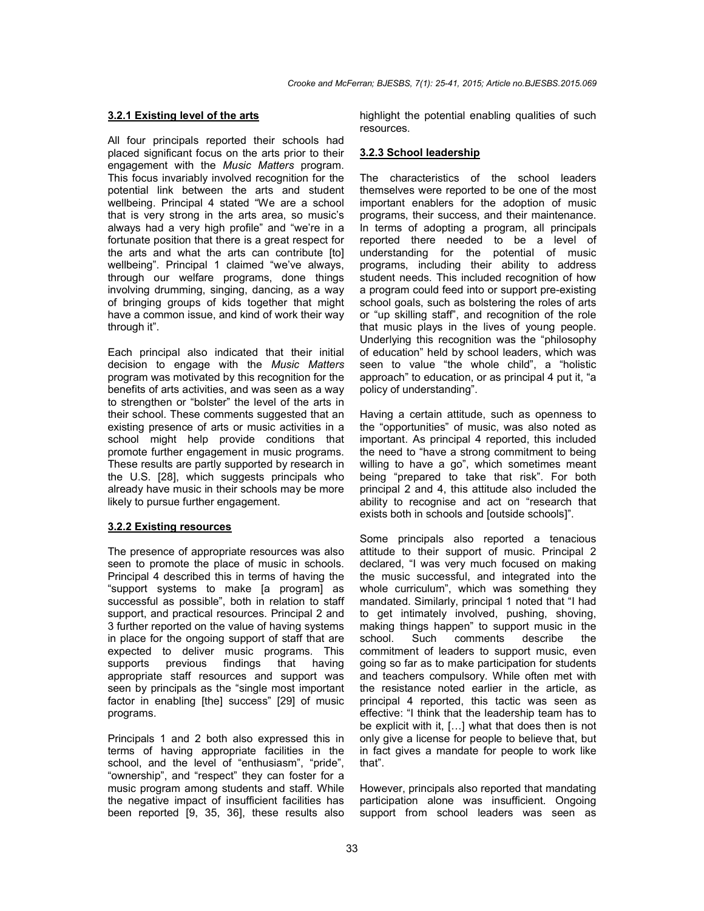#### 3.2.1 Existing level of the arts

All four principals reported their schools had placed significant focus on the arts prior to their engagement with the *Music Matters* program. This focus invariably involved recognition for the potential link between the arts and student wellbeing. Principal 4 stated "We are a school that is very strong in the arts area, so music's always had a very high profile" and "we're in a fortunate position that there is a great respect for the arts and what the arts can contribute [to] wellbeing". Principal 1 claimed "we've always, through our welfare programs, done things involving drumming, singing, dancing, as a way of bringing groups of kids together that might have a common issue, and kind of work their way through it".

Each principal also indicated that their initial decision to engage with the *Music Matters* program was motivated by this recognition for the benefits of arts activities, and was seen as a way to strengthen or "bolster" the level of the arts in their school. These comments suggested that an existing presence of arts or music activities in a school might help provide conditions that promote further engagement in music programs. These results are partly supported by research in the U.S. [28], which suggests principals who already have music in their schools may be more likely to pursue further engagement.

#### 3.2.2 Existing resources

The presence of appropriate resources was also seen to promote the place of music in schools. Principal 4 described this in terms of having the "support systems to make [a program] as successful as possible", both in relation to staff support, and practical resources. Principal 2 and 3 further reported on the value of having systems in place for the ongoing support of staff that are expected to deliver music programs. This supports previous findings that having appropriate staff resources and support was seen by principals as the "single most important factor in enabling [the] success" [29] of music programs.

Principals 1 and 2 both also expressed this in terms of having appropriate facilities in the school, and the level of "enthusiasm", "pride", "ownership", and "respect" they can foster for a music program among students and staff. While the negative impact of insufficient facilities has been reported [9, 35, 36], these results also highlight the potential enabling qualities of such resources.

#### 3.2.3 School leadership

The characteristics of the school leaders themselves were reported to be one of the most important enablers for the adoption of music programs, their success, and their maintenance. In terms of adopting a program, all principals reported there needed to be a level of understanding for the potential of music programs, including their ability to address student needs. This included recognition of how a program could feed into or support pre-existing school goals, such as bolstering the roles of arts or "up skilling staff", and recognition of the role that music plays in the lives of young people. Underlying this recognition was the "philosophy of education" held by school leaders, which was seen to value "the whole child", a "holistic approach" to education, or as principal 4 put it, "a policy of understanding".

Having a certain attitude, such as openness to the "opportunities" of music, was also noted as important. As principal 4 reported, this included the need to "have a strong commitment to being willing to have a go", which sometimes meant being "prepared to take that risk". For both principal 2 and 4, this attitude also included the ability to recognise and act on "research that exists both in schools and [outside schools]".

Some principals also reported a tenacious attitude to their support of music. Principal 2 declared, "I was very much focused on making the music successful, and integrated into the whole curriculum", which was something they mandated. Similarly, principal 1 noted that "I had to get intimately involved, pushing, shoving, making things happen" to support music in the school. Such comments describe the commitment of leaders to support music, even going so far as to make participation for students and teachers compulsory. While often met with the resistance noted earlier in the article, as principal 4 reported, this tactic was seen as effective: "I think that the leadership team has to be explicit with it, […] what that does then is not only give a license for people to believe that, but in fact gives a mandate for people to work like that".

However, principals also reported that mandating participation alone was insufficient. Ongoing support from school leaders was seen as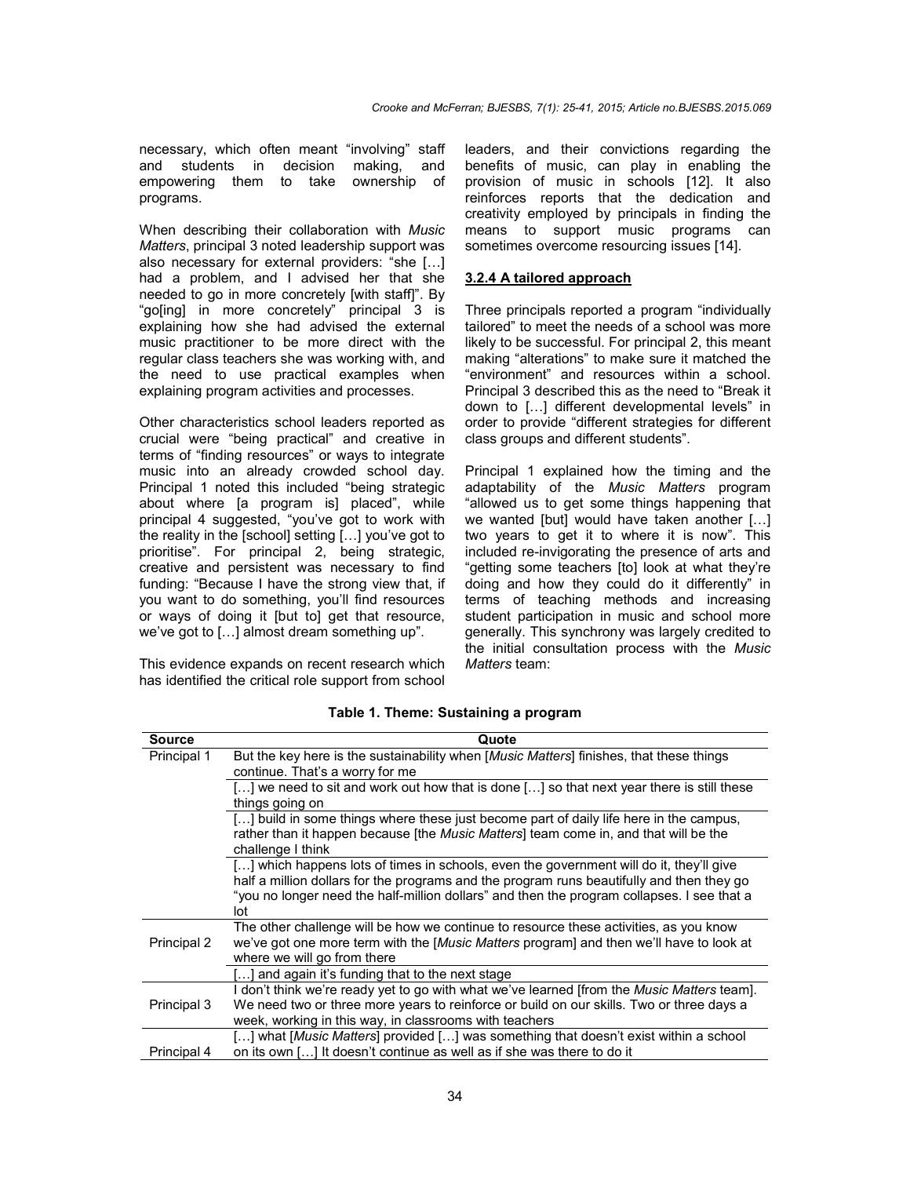necessary, which often meant "involving" staff and students in decision making, and empowering them to take ownership of programs.

When describing their collaboration with *Music Matters*, principal 3 noted leadership support was also necessary for external providers: "she […] had a problem, and I advised her that she needed to go in more concretely [with staff]". By "go[ing] in more concretely" principal 3 is explaining how she had advised the external music practitioner to be more direct with the regular class teachers she was working with, and the need to use practical examples when explaining program activities and processes.

Other characteristics school leaders reported as crucial were "being practical" and creative in terms of "finding resources" or ways to integrate music into an already crowded school day. Principal 1 noted this included "being strategic about where [a program is] placed", while principal 4 suggested, "you've got to work with the reality in the [school] setting […] you've got to prioritise". For principal 2, being strategic, creative and persistent was necessary to find funding: "Because I have the strong view that, if you want to do something, you'll find resources or ways of doing it [but to] get that resource, we've got to […] almost dream something up".

This evidence expands on recent research which has identified the critical role support from school leaders, and their convictions regarding the benefits of music, can play in enabling the provision of music in schools [12]. It also reinforces reports that the dedication and creativity employed by principals in finding the means to support music programs can sometimes overcome resourcing issues [14].

#### 3.2.4 A tailored approach

Three principals reported a program "individually tailored" to meet the needs of a school was more likely to be successful. For principal 2, this meant making "alterations" to make sure it matched the "environment" and resources within a school. Principal 3 described this as the need to "Break it down to […] different developmental levels" in order to provide "different strategies for different class groups and different students".

Principal 1 explained how the timing and the adaptability of the *Music Matters* program "allowed us to get some things happening that we wanted [but] would have taken another […] two years to get it to where it is now". This included re-invigorating the presence of arts and "getting some teachers [to] look at what they're doing and how they could do it differently" in terms of teaching methods and increasing student participation in music and school more generally. This synchrony was largely credited to the initial consultation process with the *Music Matters* team:

**Table 1. Theme: Sustaining a program**

| Source | Quote |
|---|---|
| Principal 1 | But the key here is the sustainability when [*Music Matters*] finishes, that these things continue. That's a worry for me |
| | […] we need to sit and work out how that is done […] so that next year there is still these things going on |
| | […] build in some things where these just become part of daily life here in the campus, rather than it happen because [the *Music Matters*] team come in, and that will be the challenge I think |
| | […] which happens lots of times in schools, even the government will do it, they'll give half a million dollars for the programs and the program runs beautifully and then they go "you no longer need the half-million dollars" and then the program collapses. I see that a lot |
| Principal 2 | The other challenge will be how we continue to resource these activities, as you know we've got one more term with the [*Music Matters* program] and then we'll have to look at where we will go from there |
| | […] and again it's funding that to the next stage |
| Principal 3 | I don't think we're ready yet to go with what we've learned [from the *Music Matters* team]. We need two or three more years to reinforce or build on our skills. Two or three days a week, working in this way, in classrooms with teachers |
| Principal 4 | […] what [*Music Matters*] provided […] was something that doesn't exist within a school on its own […] It doesn't continue as well as if she was there to do it |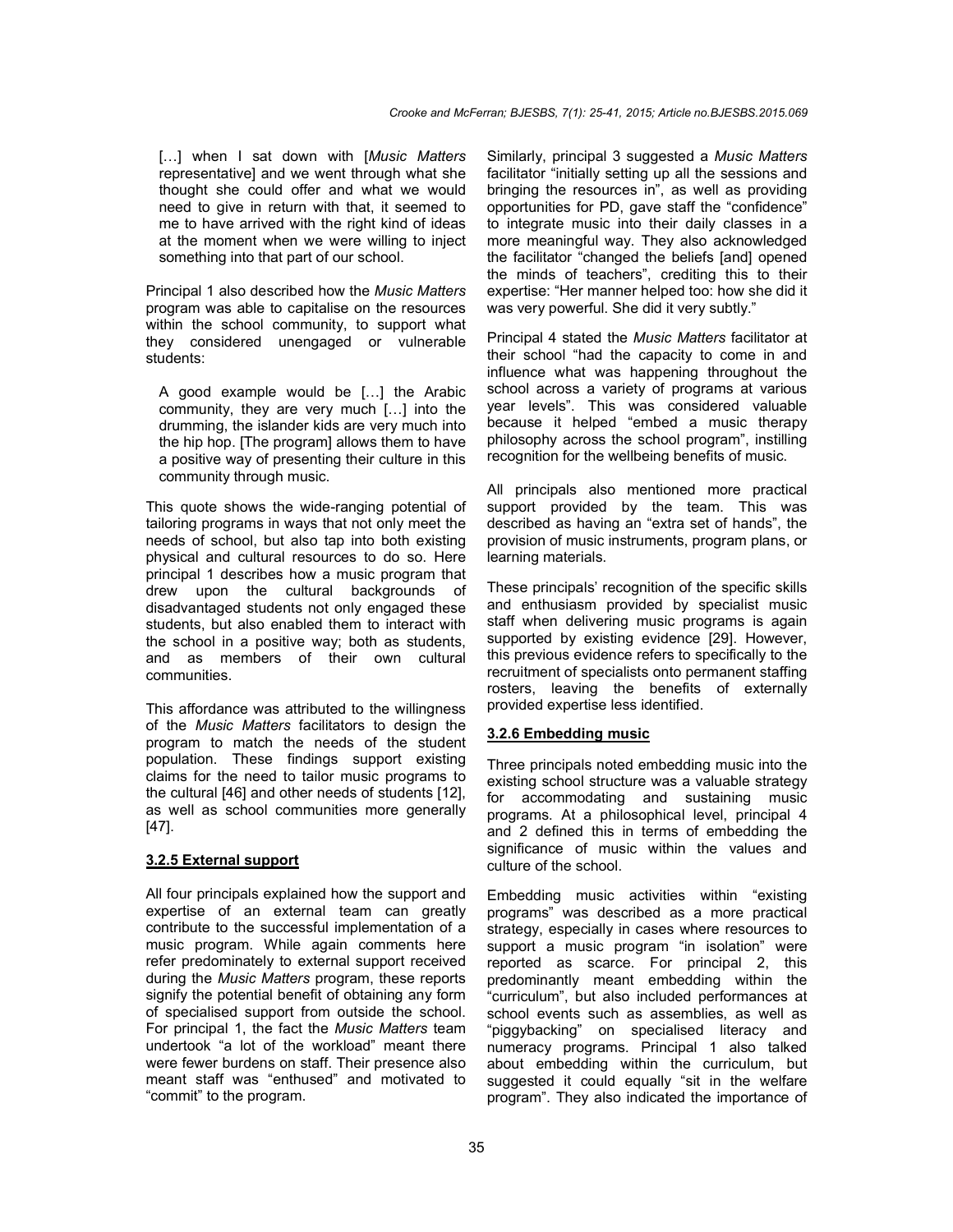> […] when I sat down with [*Music Matters* representative] and we went through what she thought she could offer and what we would need to give in return with that, it seemed to me to have arrived with the right kind of ideas at the moment when we were willing to inject something into that part of our school.

Principal 1 also described how the *Music Matters* program was able to capitalise on the resources within the school community, to support what they considered unengaged or vulnerable students:

> A good example would be […] the Arabic community, they are very much […] into the drumming, the islander kids are very much into the hip hop. [The program] allows them to have a positive way of presenting their culture in this community through music.

This quote shows the wide-ranging potential of tailoring programs in ways that not only meet the needs of school, but also tap into both existing physical and cultural resources to do so. Here principal 1 describes how a music program that drew upon the cultural backgrounds of disadvantaged students not only engaged these students, but also enabled them to interact with the school in a positive way; both as students, and as members of their own cultural communities.

This affordance was attributed to the willingness of the *Music Matters* facilitators to design the program to match the needs of the student population. These findings support existing claims for the need to tailor music programs to the cultural [46] and other needs of students [12], as well as school communities more generally [47].

#### 3.2.5 External support

All four principals explained how the support and expertise of an external team can greatly contribute to the successful implementation of a music program. While again comments here refer predominately to external support received during the *Music Matters* program, these reports signify the potential benefit of obtaining any form of specialised support from outside the school. For principal 1, the fact the *Music Matters* team undertook "a lot of the workload" meant there were fewer burdens on staff. Their presence also meant staff was "enthused" and motivated to "commit" to the program.

Similarly, principal 3 suggested a *Music Matters* facilitator "initially setting up all the sessions and bringing the resources in", as well as providing opportunities for PD, gave staff the "confidence" to integrate music into their daily classes in a more meaningful way. They also acknowledged the facilitator "changed the beliefs [and] opened the minds of teachers", crediting this to their expertise: "Her manner helped too: how she did it was very powerful. She did it very subtly."

Principal 4 stated the *Music Matters* facilitator at their school "had the capacity to come in and influence what was happening throughout the school across a variety of programs at various year levels". This was considered valuable because it helped "embed a music therapy philosophy across the school program", instilling recognition for the wellbeing benefits of music.

All principals also mentioned more practical support provided by the team. This was described as having an "extra set of hands", the provision of music instruments, program plans, or learning materials.

These principals' recognition of the specific skills and enthusiasm provided by specialist music staff when delivering music programs is again supported by existing evidence [29]. However, this previous evidence refers to specifically to the recruitment of specialists onto permanent staffing rosters, leaving the benefits of externally provided expertise less identified.

#### 3.2.6 Embedding music

Three principals noted embedding music into the existing school structure was a valuable strategy for accommodating and sustaining music programs. At a philosophical level, principal 4 and 2 defined this in terms of embedding the significance of music within the values and culture of the school.

Embedding music activities within "existing programs" was described as a more practical strategy, especially in cases where resources to support a music program "in isolation" were reported as scarce. For principal 2, this predominantly meant embedding within the "curriculum", but also included performances at school events such as assemblies, as well as "piggybacking" on specialised literacy and numeracy programs. Principal 1 also talked about embedding within the curriculum, but suggested it could equally "sit in the welfare program". They also indicated the importance of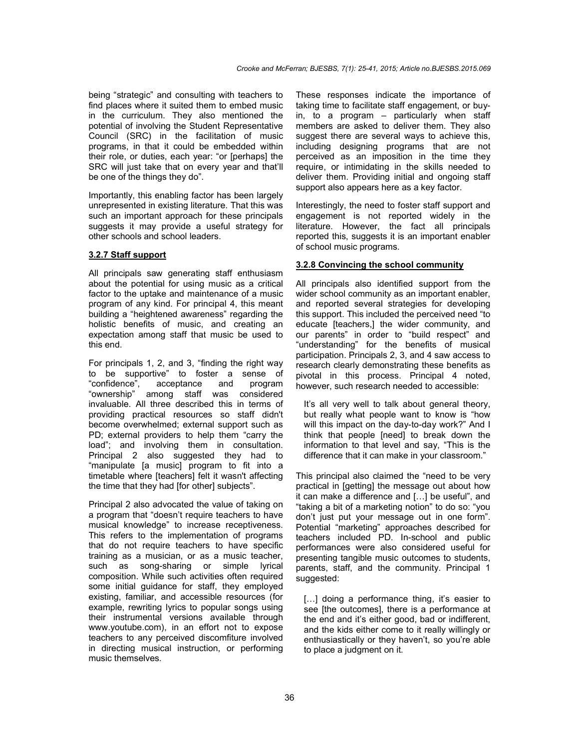being "strategic" and consulting with teachers to find places where it suited them to embed music in the curriculum. They also mentioned the potential of involving the Student Representative Council (SRC) in the facilitation of music programs, in that it could be embedded within their role, or duties, each year: "or [perhaps] the SRC will just take that on every year and that'll be one of the things they do".

Importantly, this enabling factor has been largely unrepresented in existing literature. That this was such an important approach for these principals suggests it may provide a useful strategy for other schools and school leaders.

### 3.2.7 Staff support

All principals saw generating staff enthusiasm about the potential for using music as a critical factor to the uptake and maintenance of a music program of any kind. For principal 4, this meant building a "heightened awareness" regarding the holistic benefits of music, and creating an expectation among staff that music be used to this end.

For principals 1, 2, and 3, "finding the right way to be supportive" to foster a sense of "confidence", acceptance and program "ownership" among staff was considered invaluable. All three described this in terms of providing practical resources so staff didn't become overwhelmed; external support such as PD; external providers to help them "carry the load"; and involving them in consultation. Principal 2 also suggested they had to "manipulate [a music] program to fit into a timetable where [teachers] felt it wasn't affecting the time that they had [for other] subjects".

Principal 2 also advocated the value of taking on a program that "doesn't require teachers to have musical knowledge" to increase receptiveness. This refers to the implementation of programs that do not require teachers to have specific training as a musician, or as a music teacher, such as song-sharing or simple lyrical composition. While such activities often required some initial guidance for staff, they employed existing, familiar, and accessible resources (for example, rewriting lyrics to popular songs using their instrumental versions available through www.youtube.com), in an effort not to expose teachers to any perceived discomfiture involved in directing musical instruction, or performing music themselves.

These responses indicate the importance of taking time to facilitate staff engagement, or buy-in, to a program – particularly when staff members are asked to deliver them. They also suggest there are several ways to achieve this, including designing programs that are not perceived as an imposition in the time they require, or intimidating in the skills needed to deliver them. Providing initial and ongoing staff support also appears here as a key factor.

Interestingly, the need to foster staff support and engagement is not reported widely in the literature. However, the fact all principals reported this, suggests it is an important enabler of school music programs.

### 3.2.8 Convincing the school community

All principals also identified support from the wider school community as an important enabler, and reported several strategies for developing this support. This included the perceived need "to educate [teachers,] the wider community, and our parents" in order to "build respect" and "understanding" for the benefits of musical participation. Principals 2, 3, and 4 saw access to research clearly demonstrating these benefits as pivotal in this process. Principal 4 noted, however, such research needed to accessible:

> It's all very well to talk about general theory, but really what people want to know is "how will this impact on the day-to-day work?" And I think that people [need] to break down the information to that level and say, "This is the difference that it can make in your classroom."

This principal also claimed the "need to be very practical in [getting] the message out about how it can make a difference and […] be useful", and "taking a bit of a marketing notion" to do so: "you don't just put your message out in one form". Potential "marketing" approaches described for teachers included PD. In-school and public performances were also considered useful for presenting tangible music outcomes to students, parents, staff, and the community. Principal 1 suggested:

> […] doing a performance thing, it's easier to see [the outcomes], there is a performance at the end and it's either good, bad or indifferent, and the kids either come to it really willingly or enthusiastically or they haven't, so you're able to place a judgment on it.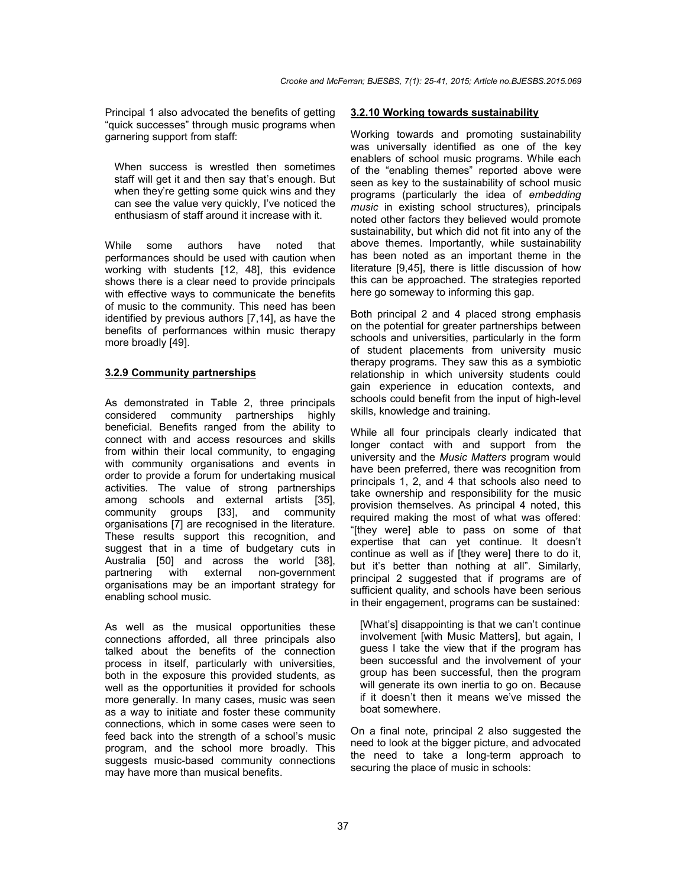Principal 1 also advocated the benefits of getting "quick successes" through music programs when garnering support from staff:

> When success is wrestled then sometimes staff will get it and then say that's enough. But when they're getting some quick wins and they can see the value very quickly, I've noticed the enthusiasm of staff around it increase with it.

While some authors have noted that performances should be used with caution when working with students [12, 48], this evidence shows there is a clear need to provide principals with effective ways to communicate the benefits of music to the community. This need has been identified by previous authors [7,14], as have the benefits of performances within music therapy more broadly [49].

#### 3.2.9 Community partnerships

As demonstrated in Table 2, three principals considered community partnerships highly beneficial. Benefits ranged from the ability to connect with and access resources and skills from within their local community, to engaging with community organisations and events in order to provide a forum for undertaking musical activities. The value of strong partnerships among schools and external artists [35], community groups [33], and community organisations [7] are recognised in the literature. These results support this recognition, and suggest that in a time of budgetary cuts in Australia [50] and across the world [38], partnering with external non-government organisations may be an important strategy for enabling school music.

As well as the musical opportunities these connections afforded, all three principals also talked about the benefits of the connection process in itself, particularly with universities, both in the exposure this provided students, as well as the opportunities it provided for schools more generally. In many cases, music was seen as a way to initiate and foster these community connections, which in some cases were seen to feed back into the strength of a school's music program, and the school more broadly. This suggests music-based community connections may have more than musical benefits.

#### 3.2.10 Working towards sustainability

Working towards and promoting sustainability was universally identified as one of the key enablers of school music programs. While each of the "enabling themes" reported above were seen as key to the sustainability of school music programs (particularly the idea of *embedding music* in existing school structures), principals noted other factors they believed would promote sustainability, but which did not fit into any of the above themes. Importantly, while sustainability has been noted as an important theme in the literature [9,45], there is little discussion of how this can be approached. The strategies reported here go someway to informing this gap.

Both principal 2 and 4 placed strong emphasis on the potential for greater partnerships between schools and universities, particularly in the form of student placements from university music therapy programs. They saw this as a symbiotic relationship in which university students could gain experience in education contexts, and schools could benefit from the input of high-level skills, knowledge and training.

While all four principals clearly indicated that longer contact with and support from the university and the *Music Matters* program would have been preferred, there was recognition from principals 1, 2, and 4 that schools also need to take ownership and responsibility for the music provision themselves. As principal 4 noted, this required making the most of what was offered: "[they were] able to pass on some of that expertise that can yet continue. It doesn't continue as well as if [they were] there to do it, but it's better than nothing at all". Similarly, principal 2 suggested that if programs are of sufficient quality, and schools have been serious in their engagement, programs can be sustained:

> [What's] disappointing is that we can't continue involvement [with Music Matters], but again, I guess I take the view that if the program has been successful and the involvement of your group has been successful, then the program will generate its own inertia to go on. Because if it doesn't then it means we've missed the boat somewhere.

On a final note, principal 2 also suggested the need to look at the bigger picture, and advocated the need to take a long-term approach to securing the place of music in schools: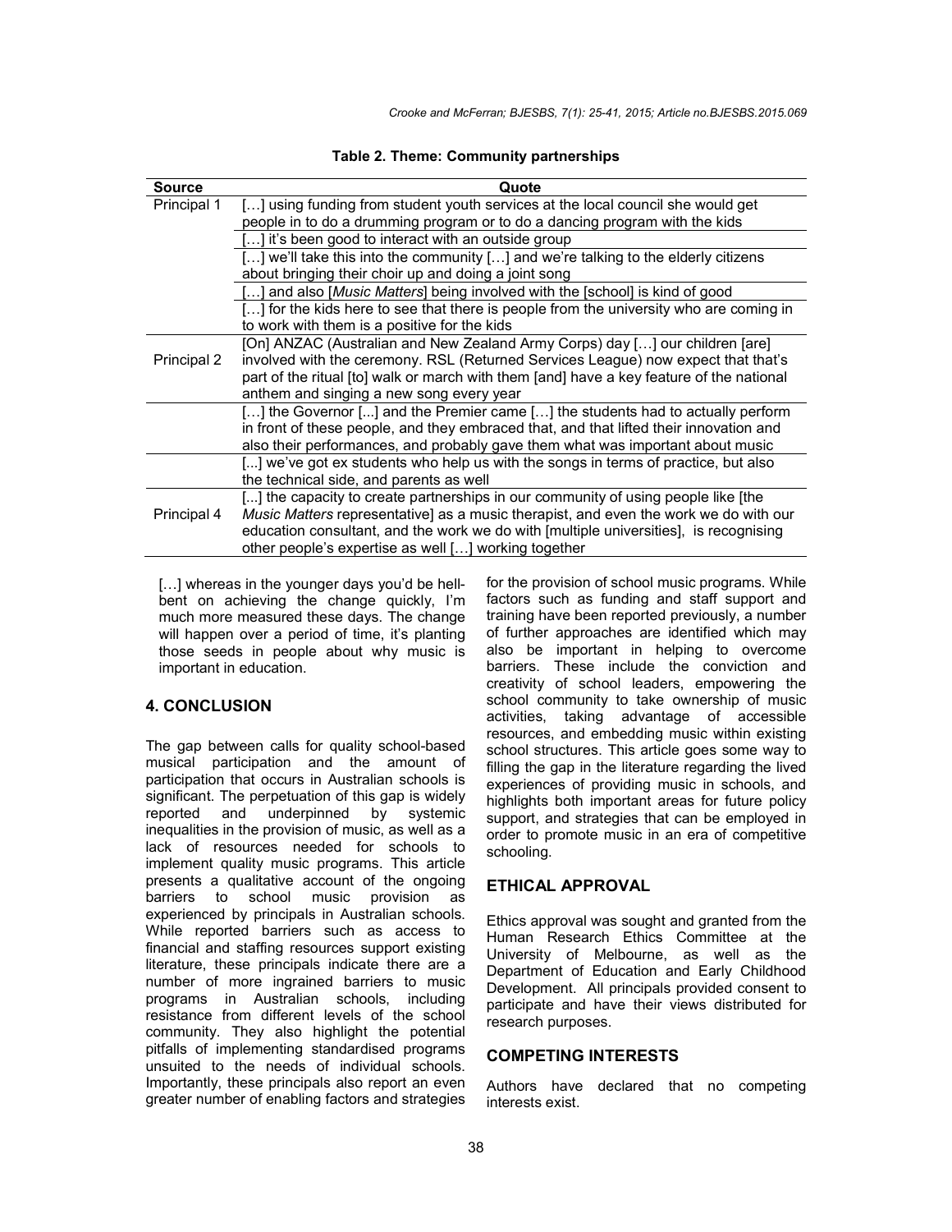**Table 2. Theme: Community partnerships**

| Source | Quote |
|---|---|
| Principal 1 | […] using funding from student youth services at the local council she would get people in to do a drumming program or to do a dancing program with the kids |
| | […] it's been good to interact with an outside group |
| | […] we'll take this into the community […] and we're talking to the elderly citizens about bringing their choir up and doing a joint song |
| | […] and also [*Music Matters*] being involved with the [school] is kind of good |
| | […] for the kids here to see that there is people from the university who are coming in to work with them is a positive for the kids |
| Principal 2 | [On] ANZAC (Australian and New Zealand Army Corps) day […] our children [are] involved with the ceremony. RSL (Returned Services League) now expect that that's part of the ritual [to] walk or march with them [and] have a key feature of the national anthem and singing a new song every year |
| | […] the Governor [...] and the Premier came […] the students had to actually perform in front of these people, and they embraced that, and that lifted their innovation and also their performances, and probably gave them what was important about music |
| | [...] we've got ex students who help us with the songs in terms of practice, but also the technical side, and parents as well |
| Principal 4 | [...] the capacity to create partnerships in our community of using people like [the *Music Matters* representative] as a music therapist, and even the work we do with our education consultant, and the work we do with [multiple universities], is recognising other people's expertise as well […] working together |

[…] whereas in the younger days you'd be hell-bent on achieving the change quickly, I'm much more measured these days. The change will happen over a period of time, it's planting those seeds in people about why music is important in education.

## 4. CONCLUSION

The gap between calls for quality school-based musical participation and the amount of participation that occurs in Australian schools is significant. The perpetuation of this gap is widely reported and underpinned by systemic inequalities in the provision of music, as well as a lack of resources needed for schools to implement quality music programs. This article presents a qualitative account of the ongoing barriers to school music provision as experienced by principals in Australian schools. While reported barriers such as access to financial and staffing resources support existing literature, these principals indicate there are a number of more ingrained barriers to music programs in Australian schools, including resistance from different levels of the school community. They also highlight the potential pitfalls of implementing standardised programs unsuited to the needs of individual schools. Importantly, these principals also report an even greater number of enabling factors and strategies for the provision of school music programs. While factors such as funding and staff support and training have been reported previously, a number of further approaches are identified which may also be important in helping to overcome barriers. These include the conviction and creativity of school leaders, empowering the school community to take ownership of music activities, taking advantage of accessible resources, and embedding music within existing school structures. This article goes some way to filling the gap in the literature regarding the lived experiences of providing music in schools, and highlights both important areas for future policy support, and strategies that can be employed in order to promote music in an era of competitive schooling.

## ETHICAL APPROVAL

Ethics approval was sought and granted from the Human Research Ethics Committee at the University of Melbourne, as well as the Department of Education and Early Childhood Development. All principals provided consent to participate and have their views distributed for research purposes.

## COMPETING INTERESTS

Authors have declared that no competing interests exist.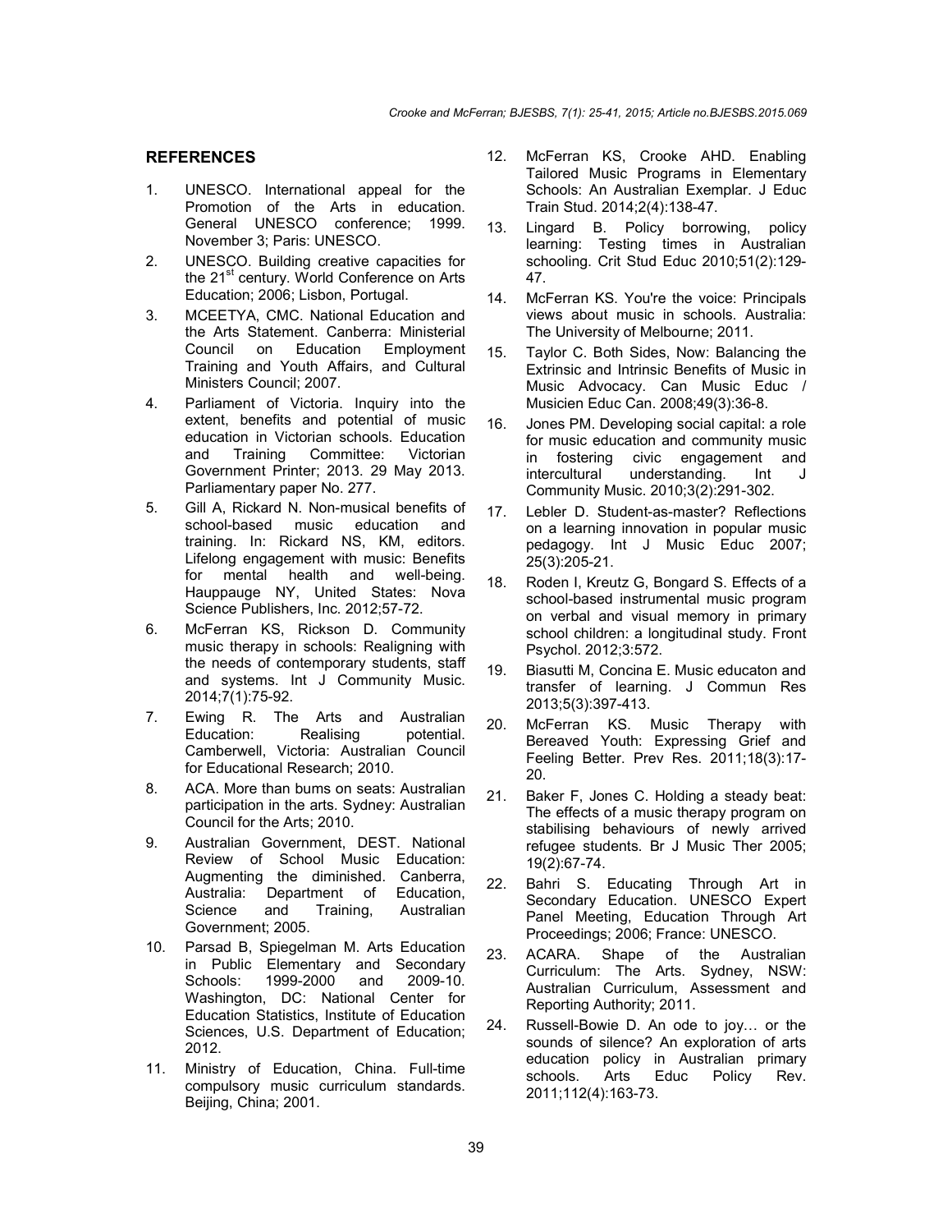## REFERENCES

1. UNESCO. International appeal for the Promotion of the Arts in education. General UNESCO conference; 1999. November 3; Paris: UNESCO.
2. UNESCO. Building creative capacities for the 21st century. World Conference on Arts Education; 2006; Lisbon, Portugal.
3. MCEETYA, CMC. National Education and the Arts Statement. Canberra: Ministerial Council on Education Employment Training and Youth Affairs, and Cultural Ministers Council; 2007.
4. Parliament of Victoria. Inquiry into the extent, benefits and potential of music education in Victorian schools. Education and Training Committee: Victorian Government Printer; 2013. 29 May 2013. Parliamentary paper No. 277.
5. Gill A, Rickard N. Non-musical benefits of school-based music education and training. In: Rickard NS, KM, editors. Lifelong engagement with music: Benefits for mental health and well-being. Hauppauge NY, United States: Nova Science Publishers, Inc. 2012;57-72.
6. McFerran KS, Rickson D. Community music therapy in schools: Realigning with the needs of contemporary students, staff and systems. Int J Community Music. 2014;7(1):75-92.
7. Ewing R. The Arts and Australian Education: Realising potential. Camberwell, Victoria: Australian Council for Educational Research; 2010.
8. ACA. More than bums on seats: Australian participation in the arts. Sydney: Australian Council for the Arts; 2010.
9. Australian Government, DEST. National Review of School Music Education: Augmenting the diminished. Canberra, Australia: Department of Education, Science and Training, Australian Government; 2005.
10. Parsad B, Spiegelman M. Arts Education in Public Elementary and Secondary Schools: 1999-2000 and 2009-10. Washington, DC: National Center for Education Statistics, Institute of Education Sciences, U.S. Department of Education; 2012.
11. Ministry of Education, China. Full-time compulsory music curriculum standards. Beijing, China; 2001.
12. McFerran KS, Crooke AHD. Enabling Tailored Music Programs in Elementary Schools: An Australian Exemplar. J Educ Train Stud. 2014;2(4):138-47.
13. Lingard B. Policy borrowing, policy learning: Testing times in Australian schooling. Crit Stud Educ 2010;51(2):129-47.
14. McFerran KS. You're the voice: Principals views about music in schools. Australia: The University of Melbourne; 2011.
15. Taylor C. Both Sides, Now: Balancing the Extrinsic and Intrinsic Benefits of Music in Music Advocacy. Can Music Educ / Musicien Educ Can. 2008;49(3):36-8.
16. Jones PM. Developing social capital: a role for music education and community music in fostering civic engagement and intercultural understanding. Int J Community Music. 2010;3(2):291-302.
17. Lebler D. Student-as-master? Reflections on a learning innovation in popular music pedagogy. Int J Music Educ 2007; 25(3):205-21.
18. Roden I, Kreutz G, Bongard S. Effects of a school-based instrumental music program on verbal and visual memory in primary school children: a longitudinal study. Front Psychol. 2012;3:572.
19. Biasutti M, Concina E. Music educaton and transfer of learning. J Commun Res 2013;5(3):397-413.
20. McFerran KS. Music Therapy with Bereaved Youth: Expressing Grief and Feeling Better. Prev Res. 2011;18(3):17-20.
21. Baker F, Jones C. Holding a steady beat: The effects of a music therapy program on stabilising behaviours of newly arrived refugee students. Br J Music Ther 2005; 19(2):67-74.
22. Bahri S. Educating Through Art in Secondary Education. UNESCO Expert Panel Meeting, Education Through Art Proceedings; 2006; France: UNESCO.
23. ACARA. Shape of the Australian Curriculum: The Arts. Sydney, NSW: Australian Curriculum, Assessment and Reporting Authority; 2011.
24. Russell-Bowie D. An ode to joy… or the sounds of silence? An exploration of arts education policy in Australian primary schools. Arts Educ Policy Rev. 2011;112(4):163-73.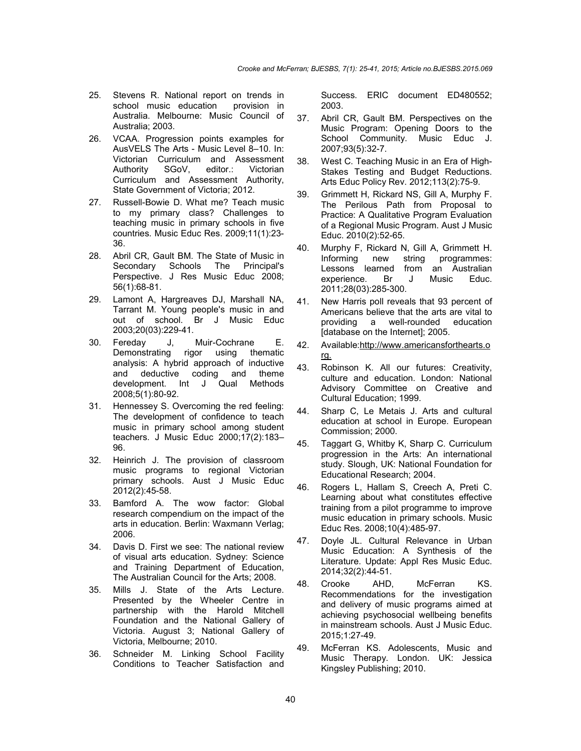25. Stevens R. National report on trends in school music education provision in Australia. Melbourne: Music Council of Australia; 2003.
26. VCAA. Progression points examples for AusVELS The Arts - Music Level 8–10. In: Victorian Curriculum and Assessment Authority SGoV, editor.: Victorian Curriculum and Assessment Authority, State Government of Victoria; 2012.
27. Russell-Bowie D. What me? Teach music to my primary class? Challenges to teaching music in primary schools in five countries. Music Educ Res. 2009;11(1):23-36.
28. Abril CR, Gault BM. The State of Music in Secondary Schools The Principal's Perspective. J Res Music Educ 2008; 56(1):68-81.
29. Lamont A, Hargreaves DJ, Marshall NA, Tarrant M. Young people's music in and out of school. Br J Music Educ 2003;20(03):229-41.
30. Fereday J, Muir-Cochrane E. Demonstrating rigor using thematic analysis: A hybrid approach of inductive and deductive coding and theme development. Int J Qual Methods 2008;5(1):80-92.
31. Hennessey S. Overcoming the red feeling: The development of confidence to teach music in primary school among student teachers. J Music Educ 2000;17(2):183–96.
32. Heinrich J. The provision of classroom music programs to regional Victorian primary schools. Aust J Music Educ 2012(2):45-58.
33. Bamford A. The wow factor: Global research compendium on the impact of the arts in education. Berlin: Waxmann Verlag; 2006.
34. Davis D. First we see: The national review of visual arts education. Sydney: Science and Training Department of Education, The Australian Council for the Arts; 2008.
35. Mills J. State of the Arts Lecture. Presented by the Wheeler Centre in partnership with the Harold Mitchell Foundation and the National Gallery of Victoria. August 3; National Gallery of Victoria, Melbourne; 2010.
36. Schneider M. Linking School Facility Conditions to Teacher Satisfaction and Success. ERIC document ED480552; 2003.
37. Abril CR, Gault BM. Perspectives on the Music Program: Opening Doors to the School Community. Music Educ J. 2007;93(5):32-7.
38. West C. Teaching Music in an Era of High-Stakes Testing and Budget Reductions. Arts Educ Policy Rev. 2012;113(2):75-9.
39. Grimmett H, Rickard NS, Gill A, Murphy F. The Perilous Path from Proposal to Practice: A Qualitative Program Evaluation of a Regional Music Program. Aust J Music Educ. 2010(2):52-65.
40. Murphy F, Rickard N, Gill A, Grimmett H. Informing new string programmes: Lessons learned from an Australian experience. Br J Music Educ. 2011;28(03):285-300.
41. New Harris poll reveals that 93 percent of Americans believe that the arts are vital to providing a well-rounded education [database on the Internet]; 2005.
42. Available:http://www.americansforthearts.org.
43. Robinson K. All our futures: Creativity, culture and education. London: National Advisory Committee on Creative and Cultural Education; 1999.
44. Sharp C, Le Metais J. Arts and cultural education at school in Europe. European Commission; 2000.
45. Taggart G, Whitby K, Sharp C. Curriculum progression in the Arts: An international study. Slough, UK: National Foundation for Educational Research; 2004.
46. Rogers L, Hallam S, Creech A, Preti C. Learning about what constitutes effective training from a pilot programme to improve music education in primary schools. Music Educ Res. 2008;10(4):485-97.
47. Doyle JL. Cultural Relevance in Urban Music Education: A Synthesis of the Literature. Update: Appl Res Music Educ. 2014;32(2):44-51.
48. Crooke AHD, McFerran KS. Recommendations for the investigation and delivery of music programs aimed at achieving psychosocial wellbeing benefits in mainstream schools. Aust J Music Educ. 2015;1:27-49.
49. McFerran KS. Adolescents, Music and Music Therapy. London. UK: Jessica Kingsley Publishing; 2010.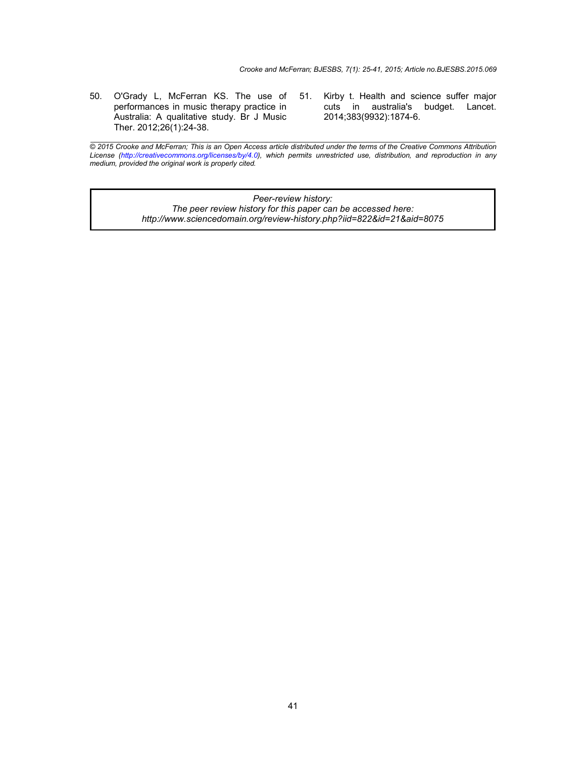50. O'Grady L, McFerran KS. The use of performances in music therapy practice in Australia: A qualitative study. Br J Music Ther. 2012;26(1):24-38.

51. Kirby t. Health and science suffer major cuts in australia's budget. Lancet. 2014;383(9932):1874-6.

---

*© 2015 Crooke and McFerran; This is an Open Access article distributed under the terms of the Creative Commons Attribution License (http://creativecommons.org/licenses/by/4.0), which permits unrestricted use, distribution, and reproduction in any medium, provided the original work is properly cited.*

*Peer-review history:*
*The peer review history for this paper can be accessed here:*
*http://www.sciencedomain.org/review-history.php?iid=822&id=21&aid=8075*